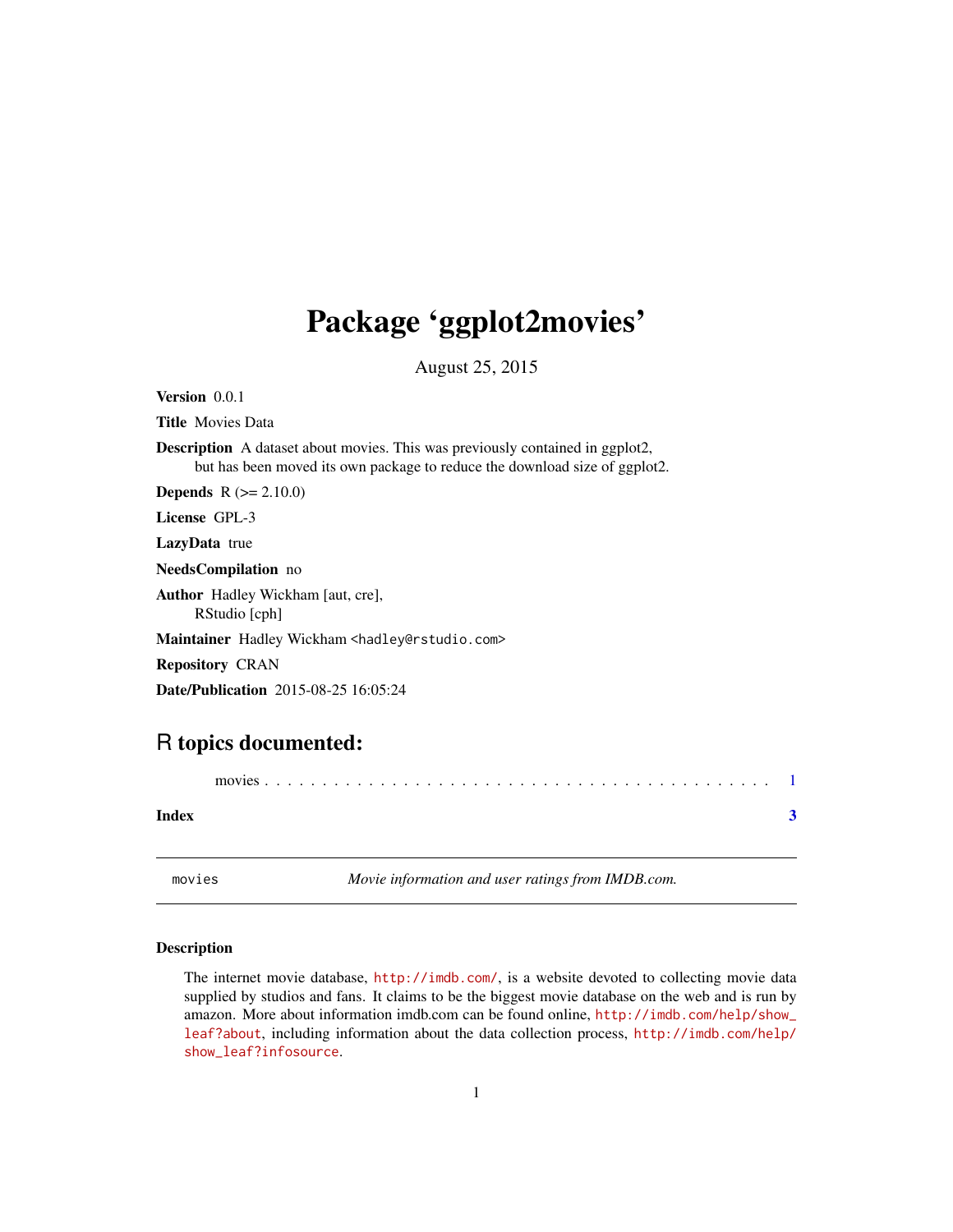# Package 'ggplot2movies'

August 25, 2015

**Version** 0.0.1

**Title** Movies Data

**Description** A dataset about movies. This was previously contained in ggplot2,
but has been moved its own package to reduce the download size of ggplot2.

**Depends** R (>= 2.10.0)

**License** GPL-3

**LazyData** true

**NeedsCompilation** no

**Author** Hadley Wickham [aut, cre],
RStudio [cph]

**Maintainer** Hadley Wickham <hadley@rstudio.com>

**Repository** CRAN

**Date/Publication** 2015-08-25 16:05:24

## R topics documented:

movies . . . . . . . . . . . . . . . . . . . . . . . . . . . . . . . . . . . . . . . . . . . . 1

**Index** **3**

---

`movies` *Movie information and user ratings from IMDB.com.*

---

### Description

The internet movie database, http://imdb.com/, is a website devoted to collecting movie data supplied by studios and fans. It claims to be the biggest movie database on the web and is run by amazon. More about information imdb.com can be found online, http://imdb.com/help/show_leaf?about, including information about the data collection process, http://imdb.com/help/show_leaf?infosource.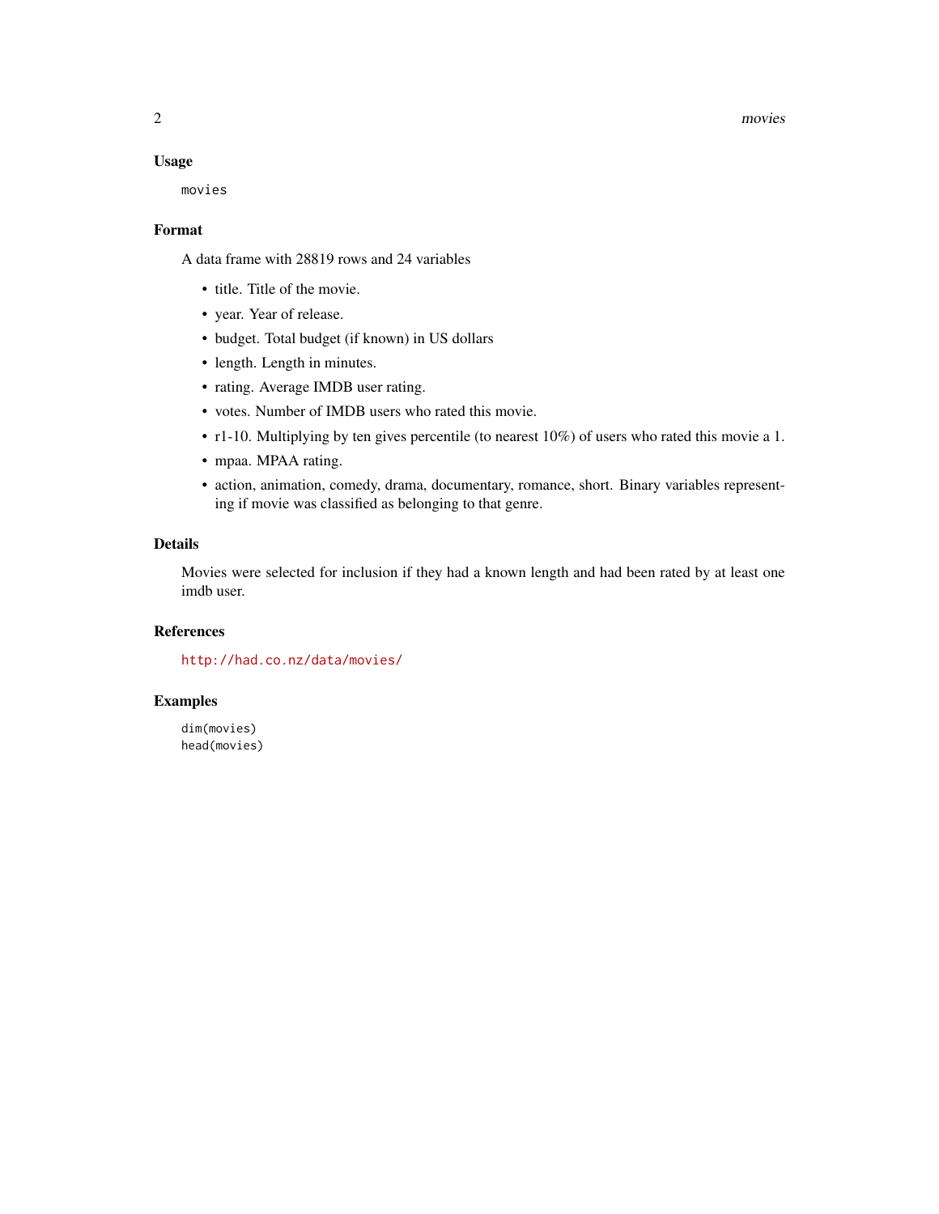### Usage

```
movies
```

### Format

A data frame with 28819 rows and 24 variables

- title. Title of the movie.
- year. Year of release.
- budget. Total budget (if known) in US dollars
- length. Length in minutes.
- rating. Average IMDB user rating.
- votes. Number of IMDB users who rated this movie.
- r1-10. Multiplying by ten gives percentile (to nearest 10%) of users who rated this movie a 1.
- mpaa. MPAA rating.
- action, animation, comedy, drama, documentary, romance, short. Binary variables representing if movie was classified as belonging to that genre.

### Details

Movies were selected for inclusion if they had a known length and had been rated by at least one imdb user.

### References

http://had.co.nz/data/movies/

### Examples

```
dim(movies)
head(movies)
```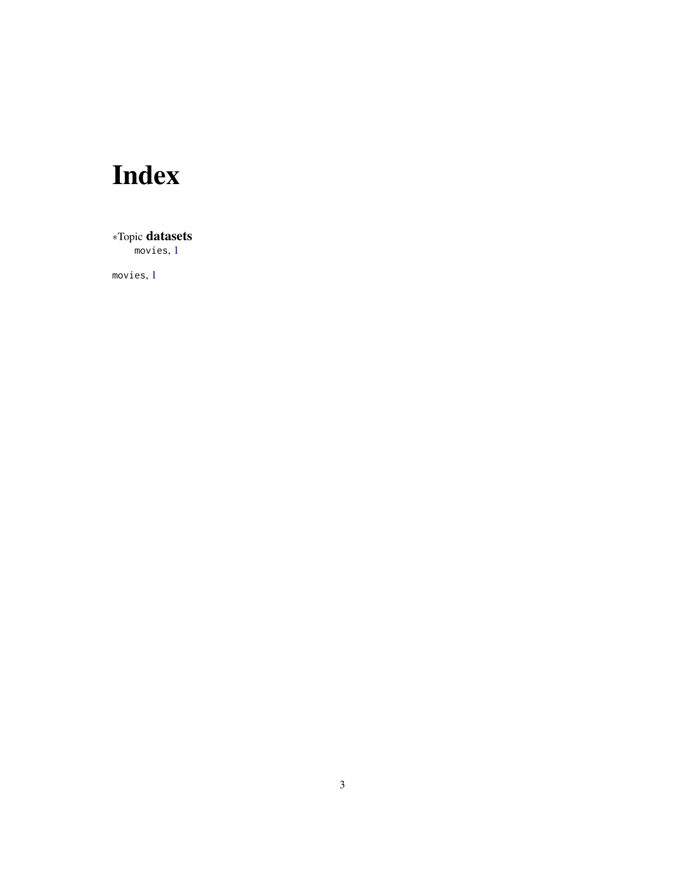# Index

*Topic **datasets**
    movies, 1

movies, 1